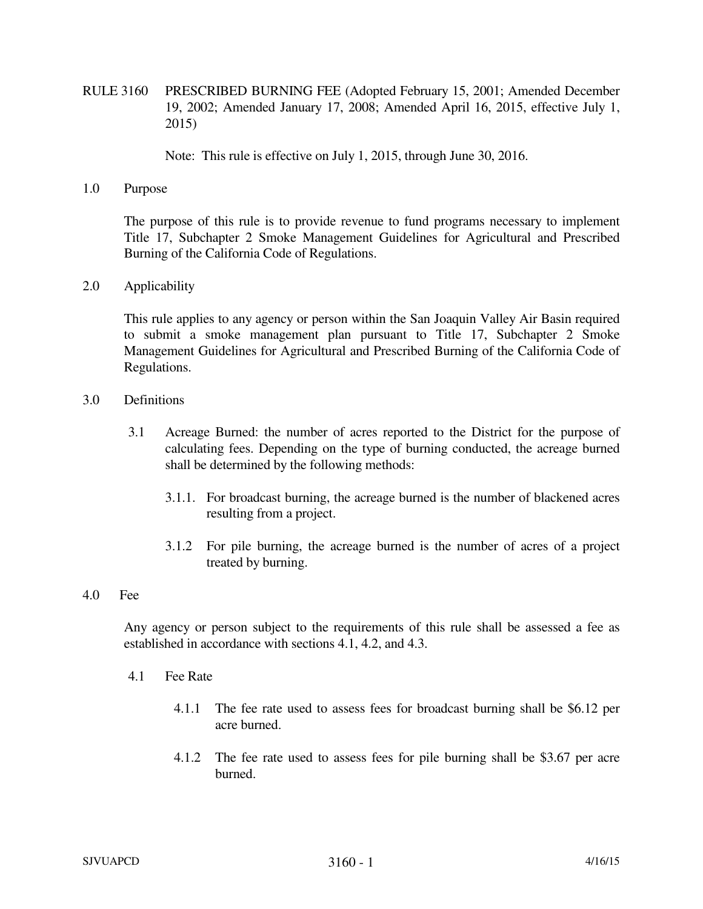# RULE 3160 PRESCRIBED BURNING FEE (Adopted February 15, 2001; Amended December 19, 2002; Amended January 17, 2008; Amended April 16, 2015, effective July 1, 2015)

Note: This rule is effective on July 1, 2015, through June 30, 2016.

## 1.0 Purpose

The purpose of this rule is to provide revenue to fund programs necessary to implement Title 17, Subchapter 2 Smoke Management Guidelines for Agricultural and Prescribed Burning of the California Code of Regulations.

## 2.0 Applicability

This rule applies to any agency or person within the San Joaquin Valley Air Basin required to submit a smoke management plan pursuant to Title 17, Subchapter 2 Smoke Management Guidelines for Agricultural and Prescribed Burning of the California Code of Regulations.

## 3.0 Definitions

3.1 Acreage Burned: the number of acres reported to the District for the purpose of calculating fees. Depending on the type of burning conducted, the acreage burned shall be determined by the following methods:

3.1.1. For broadcast burning, the acreage burned is the number of blackened acres resulting from a project.

3.1.2 For pile burning, the acreage burned is the number of acres of a project treated by burning.

## 4.0 Fee

Any agency or person subject to the requirements of this rule shall be assessed a fee as established in accordance with sections 4.1, 4.2, and 4.3.

4.1 Fee Rate

4.1.1 The fee rate used to assess fees for broadcast burning shall be $6.12 per acre burned.

4.1.2 The fee rate used to assess fees for pile burning shall be $3.67 per acre burned.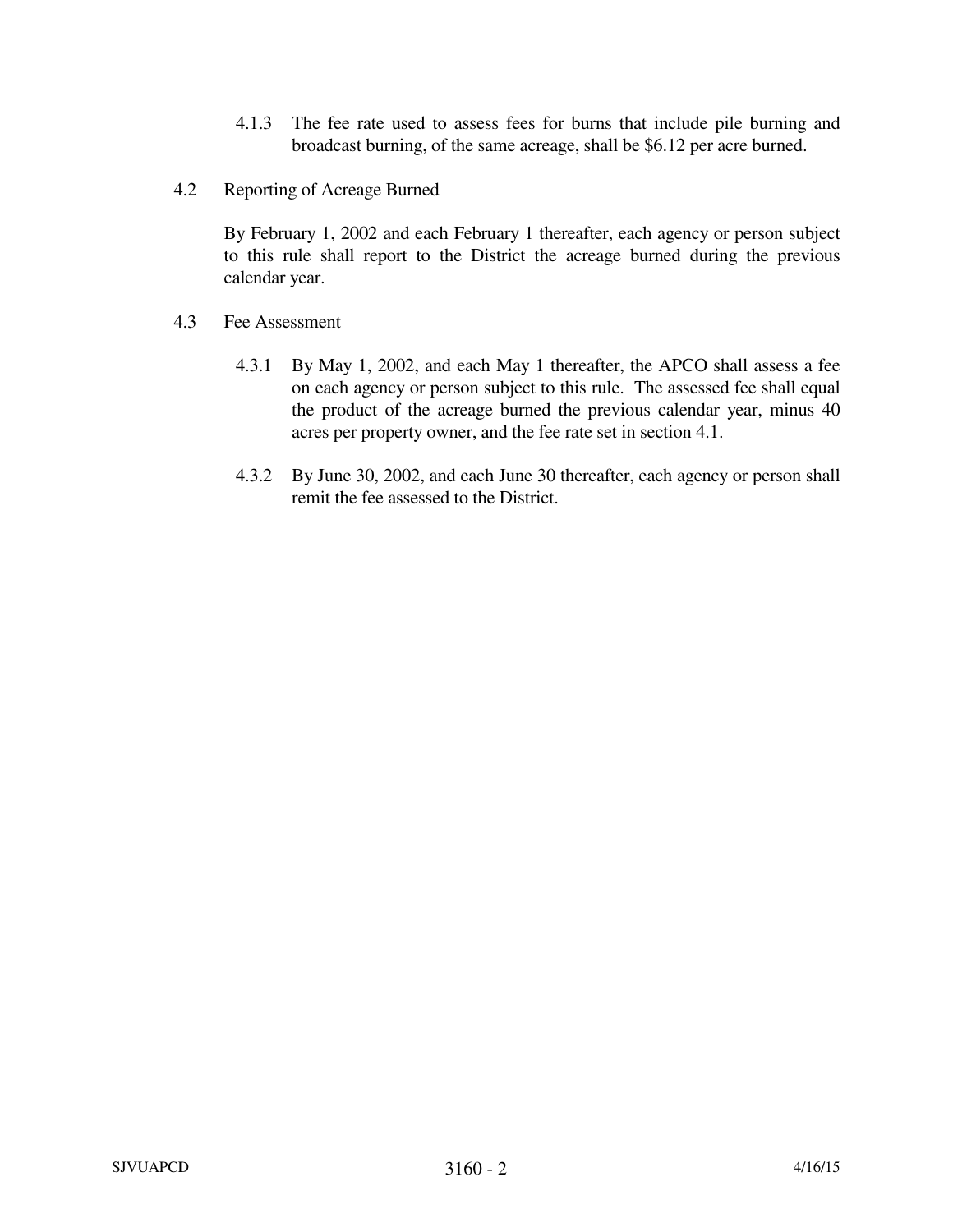4.1.3 The fee rate used to assess fees for burns that include pile burning and broadcast burning, of the same acreage, shall be $6.12 per acre burned.

4.2 Reporting of Acreage Burned

By February 1, 2002 and each February 1 thereafter, each agency or person subject to this rule shall report to the District the acreage burned during the previous calendar year.

4.3 Fee Assessment

4.3.1 By May 1, 2002, and each May 1 thereafter, the APCO shall assess a fee on each agency or person subject to this rule. The assessed fee shall equal the product of the acreage burned the previous calendar year, minus 40 acres per property owner, and the fee rate set in section 4.1.

4.3.2 By June 30, 2002, and each June 30 thereafter, each agency or person shall remit the fee assessed to the District.